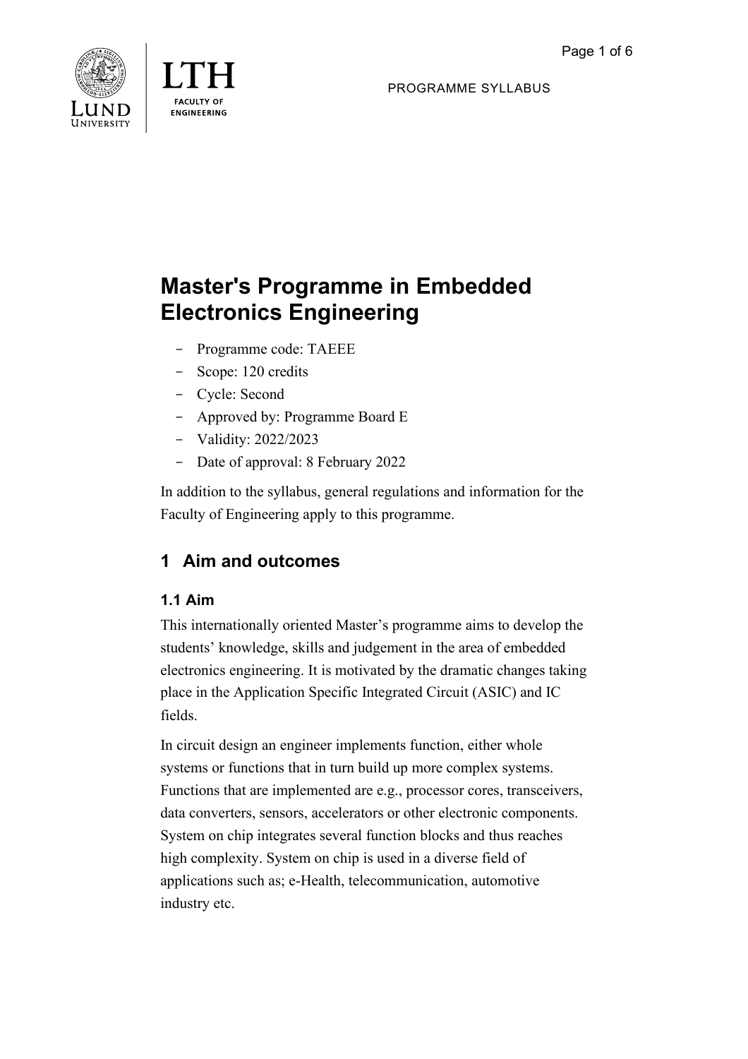PROGRAMME SYLLABUS

# Master's Programme in Embedded Electronics Engineering

- Programme code: TAEEE
- Scope: 120 credits
- Cycle: Second
- Approved by: Programme Board E
- Validity: 2022/2023
- Date of approval: 8 February 2022

In addition to the syllabus, general regulations and information for the Faculty of Engineering apply to this programme.

## 1 Aim and outcomes

### 1.1 Aim

This internationally oriented Master's programme aims to develop the students' knowledge, skills and judgement in the area of embedded electronics engineering. It is motivated by the dramatic changes taking place in the Application Specific Integrated Circuit (ASIC) and IC fields.

In circuit design an engineer implements function, either whole systems or functions that in turn build up more complex systems. Functions that are implemented are e.g., processor cores, transceivers, data converters, sensors, accelerators or other electronic components. System on chip integrates several function blocks and thus reaches high complexity. System on chip is used in a diverse field of applications such as; e-Health, telecommunication, automotive industry etc.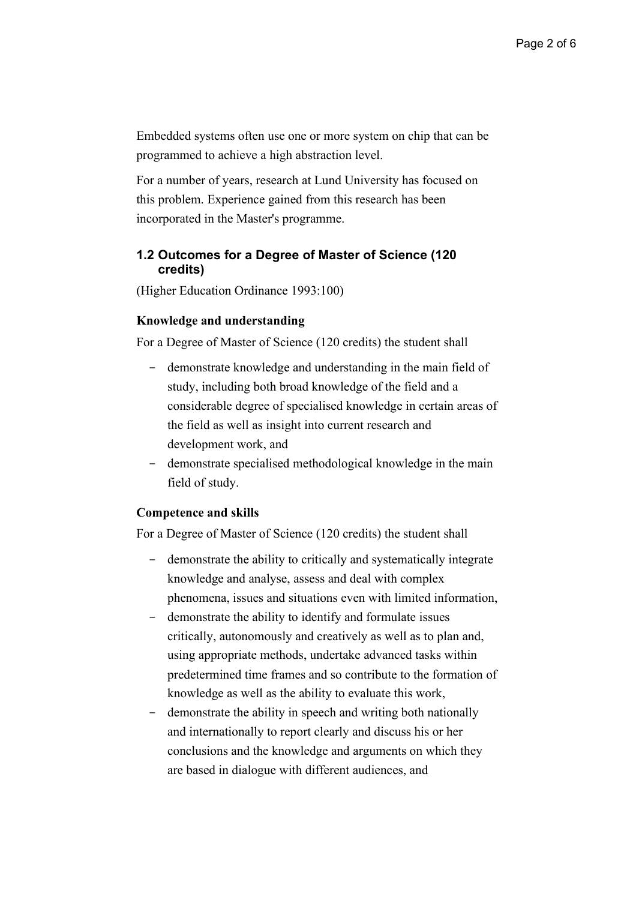Embedded systems often use one or more system on chip that can be programmed to achieve a high abstraction level.

For a number of years, research at Lund University has focused on this problem. Experience gained from this research has been incorporated in the Master's programme.

### 1.2 Outcomes for a Degree of Master of Science (120 credits)

(Higher Education Ordinance 1993:100)

**Knowledge and understanding**

For a Degree of Master of Science (120 credits) the student shall

- demonstrate knowledge and understanding in the main field of study, including both broad knowledge of the field and a considerable degree of specialised knowledge in certain areas of the field as well as insight into current research and development work, and
- demonstrate specialised methodological knowledge in the main field of study.

**Competence and skills**

For a Degree of Master of Science (120 credits) the student shall

- demonstrate the ability to critically and systematically integrate knowledge and analyse, assess and deal with complex phenomena, issues and situations even with limited information,
- demonstrate the ability to identify and formulate issues critically, autonomously and creatively as well as to plan and, using appropriate methods, undertake advanced tasks within predetermined time frames and so contribute to the formation of knowledge as well as the ability to evaluate this work,
- demonstrate the ability in speech and writing both nationally and internationally to report clearly and discuss his or her conclusions and the knowledge and arguments on which they are based in dialogue with different audiences, and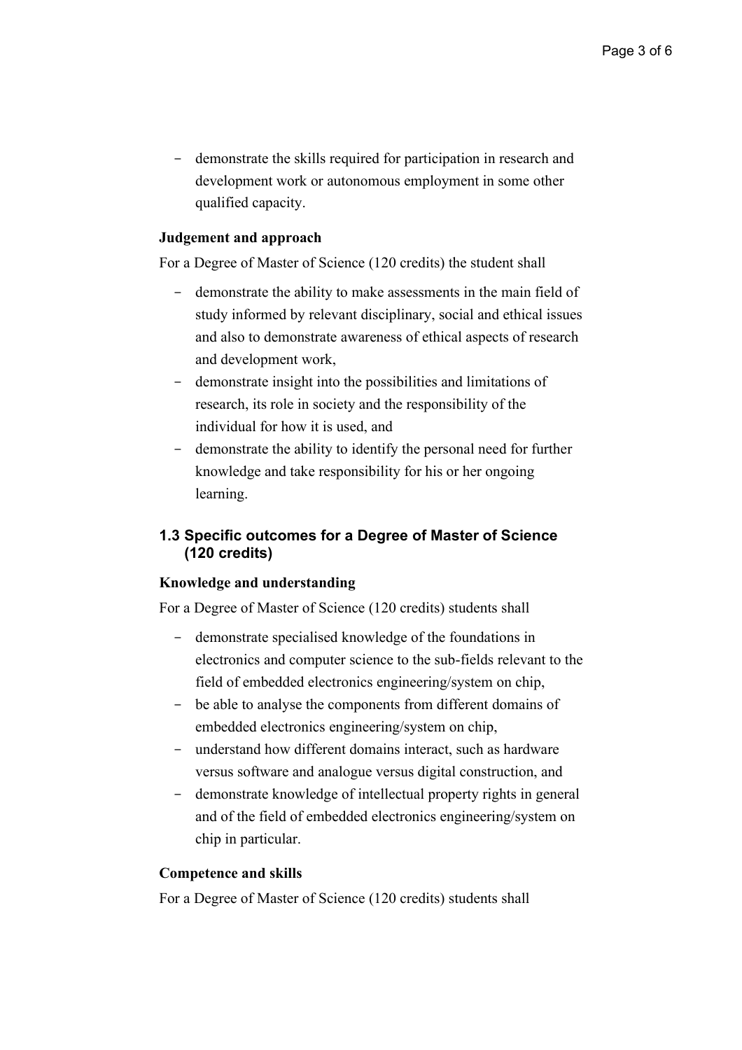- demonstrate the skills required for participation in research and development work or autonomous employment in some other qualified capacity.

**Judgement and approach**

For a Degree of Master of Science (120 credits) the student shall

- demonstrate the ability to make assessments in the main field of study informed by relevant disciplinary, social and ethical issues and also to demonstrate awareness of ethical aspects of research and development work,
- demonstrate insight into the possibilities and limitations of research, its role in society and the responsibility of the individual for how it is used, and
- demonstrate the ability to identify the personal need for further knowledge and take responsibility for his or her ongoing learning.

### 1.3 Specific outcomes for a Degree of Master of Science (120 credits)

**Knowledge and understanding**

For a Degree of Master of Science (120 credits) students shall

- demonstrate specialised knowledge of the foundations in electronics and computer science to the sub-fields relevant to the field of embedded electronics engineering/system on chip,
- be able to analyse the components from different domains of embedded electronics engineering/system on chip,
- understand how different domains interact, such as hardware versus software and analogue versus digital construction, and
- demonstrate knowledge of intellectual property rights in general and of the field of embedded electronics engineering/system on chip in particular.

**Competence and skills**

For a Degree of Master of Science (120 credits) students shall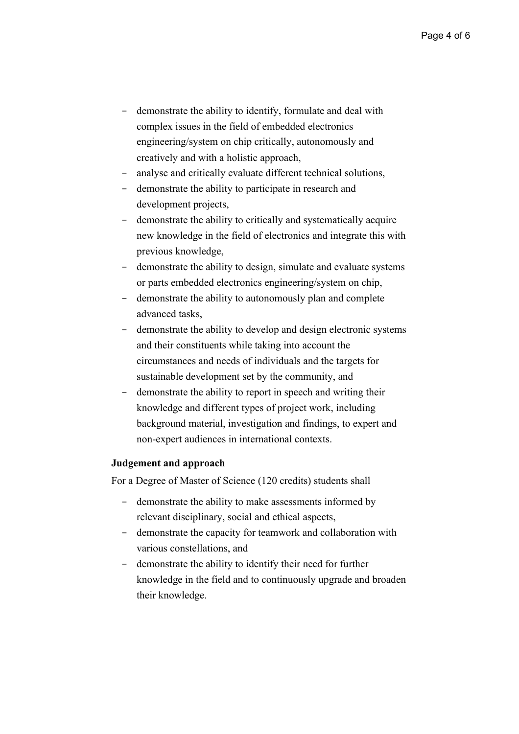- demonstrate the ability to identify, formulate and deal with complex issues in the field of embedded electronics engineering/system on chip critically, autonomously and creatively and with a holistic approach,
- analyse and critically evaluate different technical solutions,
- demonstrate the ability to participate in research and development projects,
- demonstrate the ability to critically and systematically acquire new knowledge in the field of electronics and integrate this with previous knowledge,
- demonstrate the ability to design, simulate and evaluate systems or parts embedded electronics engineering/system on chip,
- demonstrate the ability to autonomously plan and complete advanced tasks,
- demonstrate the ability to develop and design electronic systems and their constituents while taking into account the circumstances and needs of individuals and the targets for sustainable development set by the community, and
- demonstrate the ability to report in speech and writing their knowledge and different types of project work, including background material, investigation and findings, to expert and non-expert audiences in international contexts.

**Judgement and approach**

For a Degree of Master of Science (120 credits) students shall

- demonstrate the ability to make assessments informed by relevant disciplinary, social and ethical aspects,
- demonstrate the capacity for teamwork and collaboration with various constellations, and
- demonstrate the ability to identify their need for further knowledge in the field and to continuously upgrade and broaden their knowledge.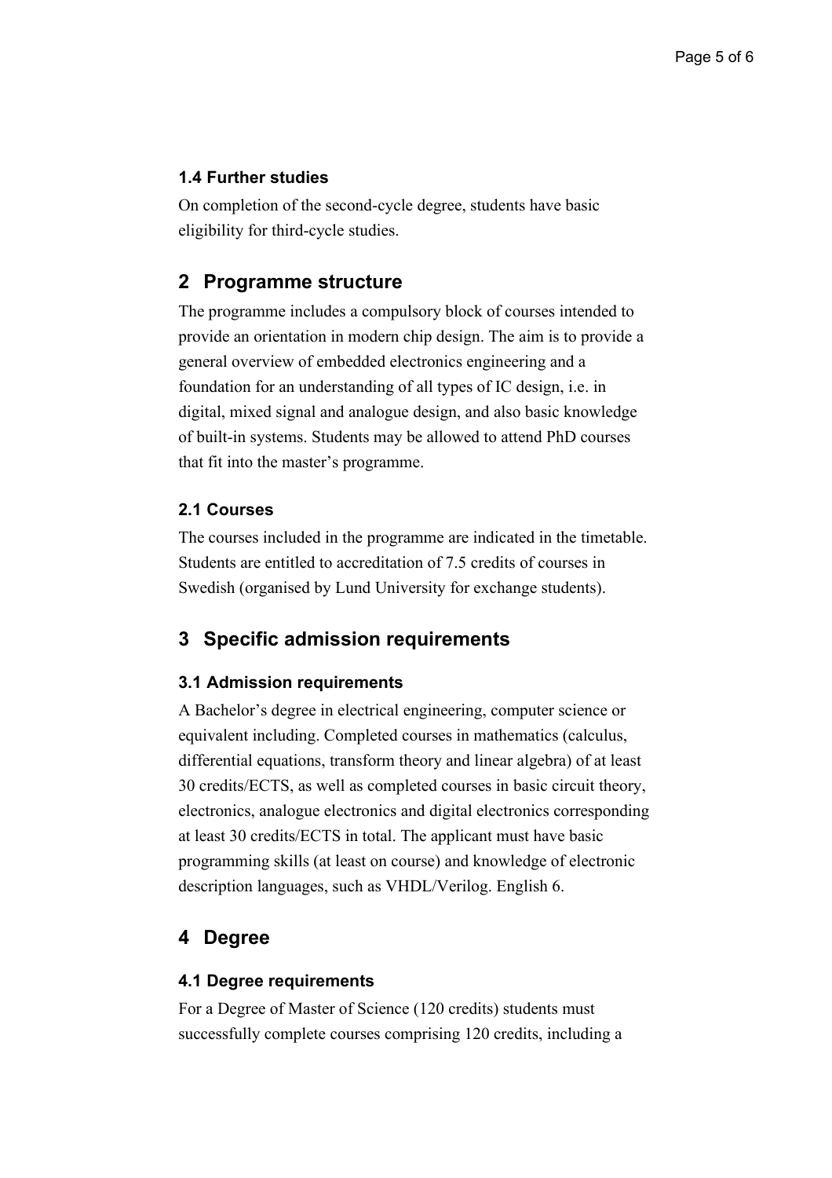### 1.4 Further studies

On completion of the second-cycle degree, students have basic eligibility for third-cycle studies.

## 2 Programme structure

The programme includes a compulsory block of courses intended to provide an orientation in modern chip design. The aim is to provide a general overview of embedded electronics engineering and a foundation for an understanding of all types of IC design, i.e. in digital, mixed signal and analogue design, and also basic knowledge of built-in systems. Students may be allowed to attend PhD courses that fit into the master's programme.

### 2.1 Courses

The courses included in the programme are indicated in the timetable. Students are entitled to accreditation of 7.5 credits of courses in Swedish (organised by Lund University for exchange students).

## 3 Specific admission requirements

### 3.1 Admission requirements

A Bachelor's degree in electrical engineering, computer science or equivalent including. Completed courses in mathematics (calculus, differential equations, transform theory and linear algebra) of at least 30 credits/ECTS, as well as completed courses in basic circuit theory, electronics, analogue electronics and digital electronics corresponding at least 30 credits/ECTS in total. The applicant must have basic programming skills (at least on course) and knowledge of electronic description languages, such as VHDL/Verilog. English 6.

## 4 Degree

### 4.1 Degree requirements

For a Degree of Master of Science (120 credits) students must successfully complete courses comprising 120 credits, including a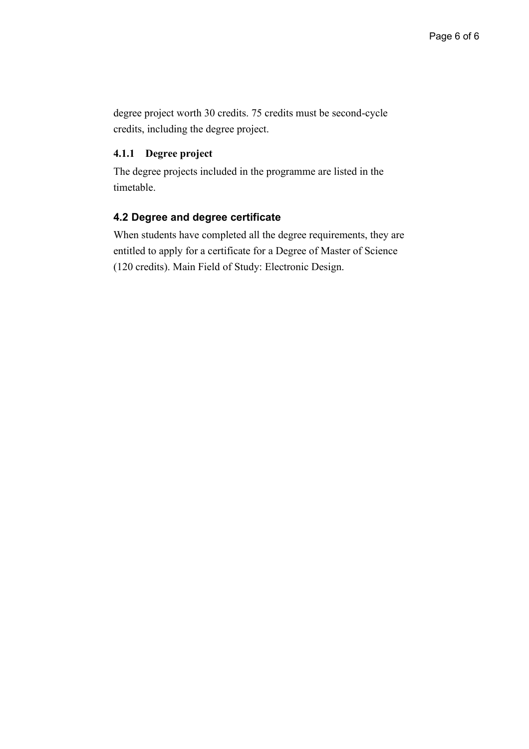degree project worth 30 credits. 75 credits must be second-cycle credits, including the degree project.

#### 4.1.1 Degree project

The degree projects included in the programme are listed in the timetable.

### 4.2 Degree and degree certificate

When students have completed all the degree requirements, they are entitled to apply for a certificate for a Degree of Master of Science (120 credits). Main Field of Study: Electronic Design.